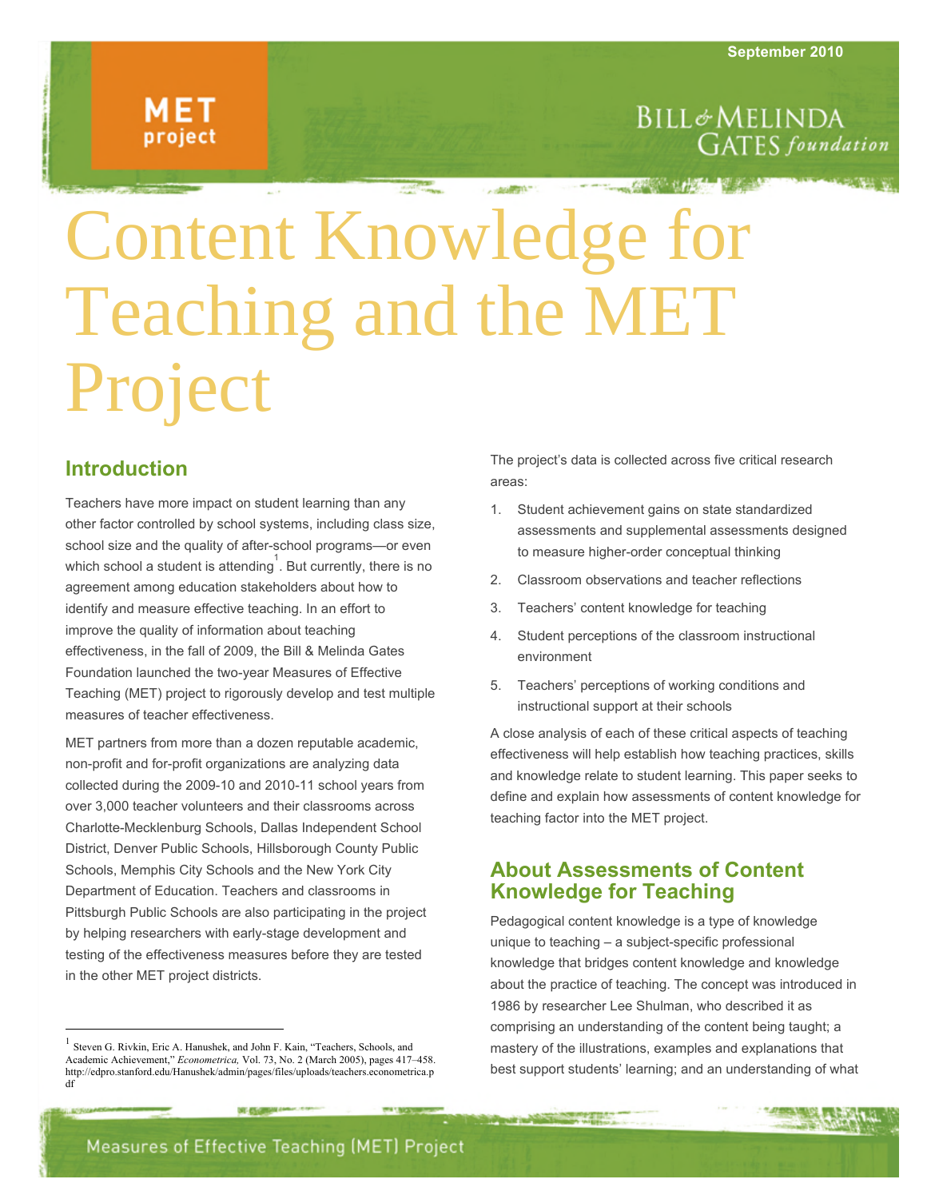September 2010

# Content Knowledge for Teaching and the MET Project

## Introduction

Teachers have more impact on student learning than any other factor controlled by school systems, including class size, school size and the quality of after-school programs—or even which school a student is attending[1]. But currently, there is no agreement among education stakeholders about how to identify and measure effective teaching. In an effort to improve the quality of information about teaching effectiveness, in the fall of 2009, the Bill & Melinda Gates Foundation launched the two-year Measures of Effective Teaching (MET) project to rigorously develop and test multiple measures of teacher effectiveness.

MET partners from more than a dozen reputable academic, non-profit and for-profit organizations are analyzing data collected during the 2009-10 and 2010-11 school years from over 3,000 teacher volunteers and their classrooms across Charlotte-Mecklenburg Schools, Dallas Independent School District, Denver Public Schools, Hillsborough County Public Schools, Memphis City Schools and the New York City Department of Education. Teachers and classrooms in Pittsburgh Public Schools are also participating in the project by helping researchers with early-stage development and testing of the effectiveness measures before they are tested in the other MET project districts.

The project's data is collected across five critical research areas:

1. Student achievement gains on state standardized assessments and supplemental assessments designed to measure higher-order conceptual thinking
2. Classroom observations and teacher reflections
3. Teachers' content knowledge for teaching
4. Student perceptions of the classroom instructional environment
5. Teachers' perceptions of working conditions and instructional support at their schools

A close analysis of each of these critical aspects of teaching effectiveness will help establish how teaching practices, skills and knowledge relate to student learning. This paper seeks to define and explain how assessments of content knowledge for teaching factor into the MET project.

## About Assessments of Content Knowledge for Teaching

Pedagogical content knowledge is a type of knowledge unique to teaching – a subject-specific professional knowledge that bridges content knowledge and knowledge about the practice of teaching. The concept was introduced in 1986 by researcher Lee Shulman, who described it as comprising an understanding of the content being taught; a mastery of the illustrations, examples and explanations that best support students' learning; and an understanding of what

---

[1] Steven G. Rivkin, Eric A. Hanushek, and John F. Kain, "Teachers, Schools, and Academic Achievement," *Econometrica,* Vol. 73, No. 2 (March 2005), pages 417–458. http://edpro.stanford.edu/Hanushek/admin/pages/files/uploads/teachers.econometrica.pdf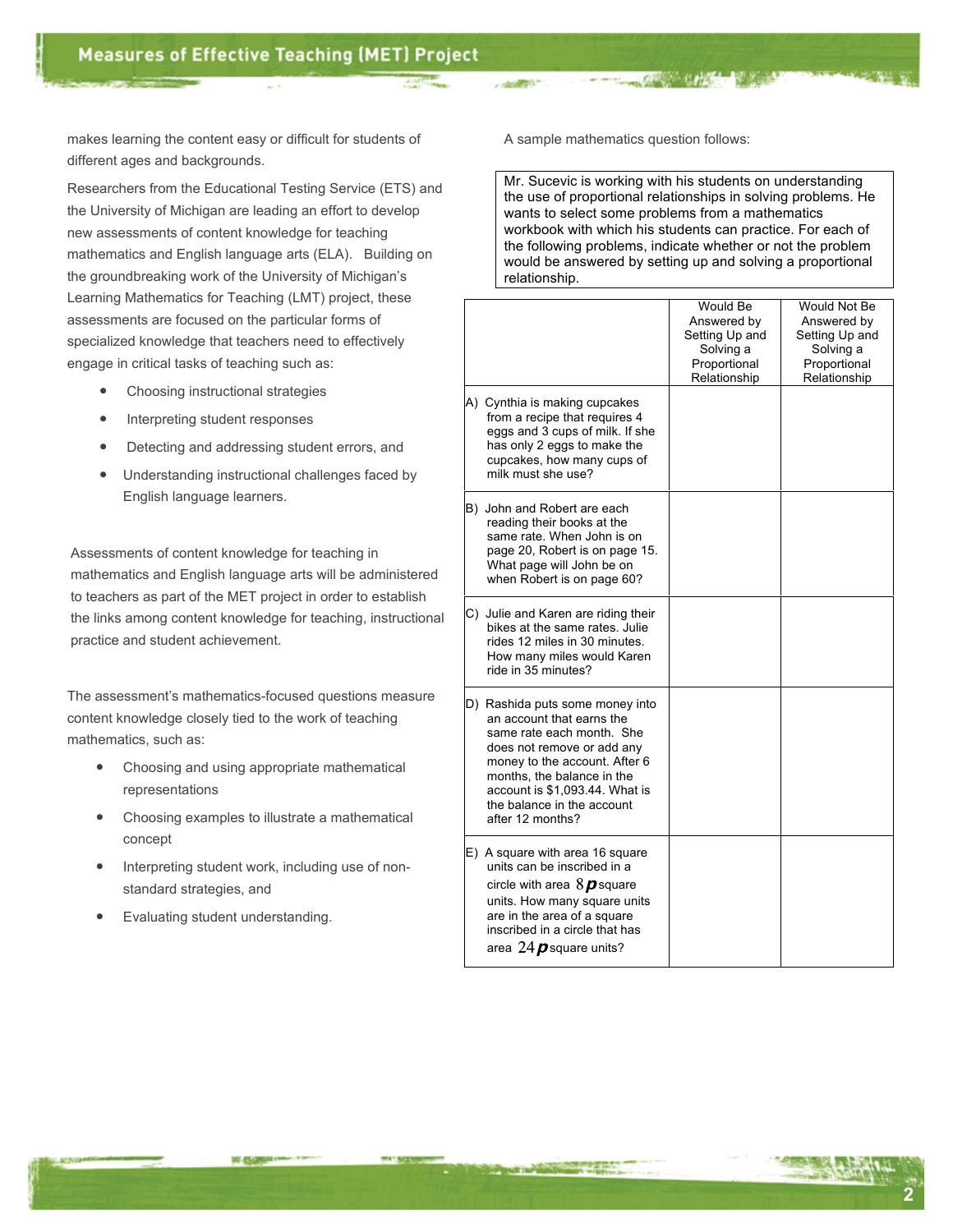makes learning the content easy or difficult for students of different ages and backgrounds.

Researchers from the Educational Testing Service (ETS) and the University of Michigan are leading an effort to develop new assessments of content knowledge for teaching mathematics and English language arts (ELA). Building on the groundbreaking work of the University of Michigan's Learning Mathematics for Teaching (LMT) project, these assessments are focused on the particular forms of specialized knowledge that teachers need to effectively engage in critical tasks of teaching such as:

- Choosing instructional strategies
- Interpreting student responses
- Detecting and addressing student errors, and
- Understanding instructional challenges faced by English language learners.

Assessments of content knowledge for teaching in mathematics and English language arts will be administered to teachers as part of the MET project in order to establish the links among content knowledge for teaching, instructional practice and student achievement.

The assessment's mathematics-focused questions measure content knowledge closely tied to the work of teaching mathematics, such as:

- Choosing and using appropriate mathematical representations
- Choosing examples to illustrate a mathematical concept
- Interpreting student work, including use of non-standard strategies, and
- Evaluating student understanding.

A sample mathematics question follows:

Mr. Sucevic is working with his students on understanding the use of proportional relationships in solving problems. He wants to select some problems from a mathematics workbook with which his students can practice. For each of the following problems, indicate whether or not the problem would be answered by setting up and solving a proportional relationship.

| | Would Be Answered by Setting Up and Solving a Proportional Relationship | Would Not Be Answered by Setting Up and Solving a Proportional Relationship |
|---|---|---|
| A) Cynthia is making cupcakes from a recipe that requires 4 eggs and 3 cups of milk. If she has only 2 eggs to make the cupcakes, how many cups of milk must she use? | | |
| B) John and Robert are each reading their books at the same rate. When John is on page 20, Robert is on page 15. What page will John be on when Robert is on page 60? | | |
| C) Julie and Karen are riding their bikes at the same rates. Julie rides 12 miles in 30 minutes. How many miles would Karen ride in 35 minutes? | | |
| D) Rashida puts some money into an account that earns the same rate each month. She does not remove or add any money to the account. After 6 months, the balance in the account is $1,093.44. What is the balance in the account after 12 months? | | |
| E) A square with area 16 square units can be inscribed in a circle with area $8\pi$ square units. How many square units are in the area of a square inscribed in a circle that has area $24\pi$ square units? | | |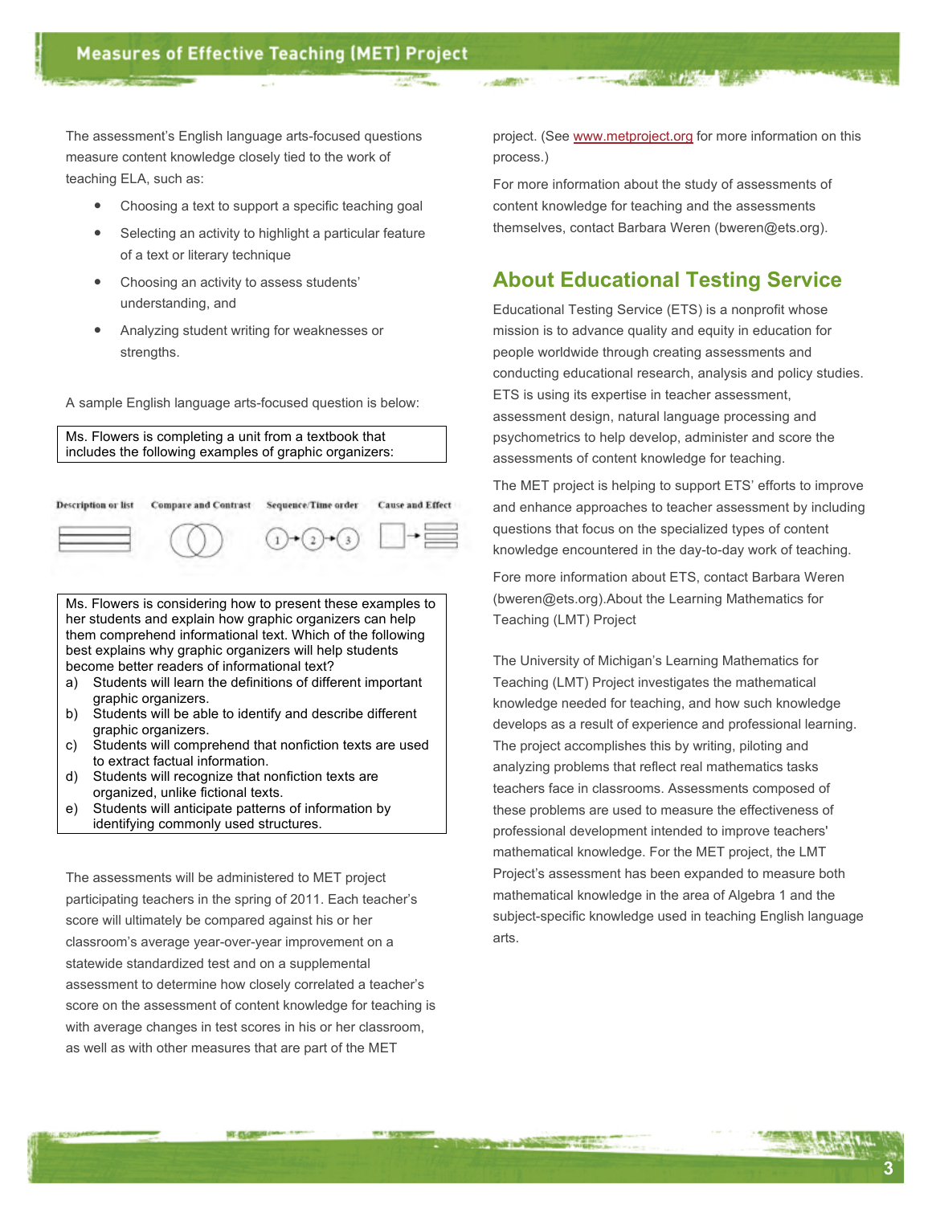The assessment's English language arts-focused questions measure content knowledge closely tied to the work of teaching ELA, such as:

- Choosing a text to support a specific teaching goal
- Selecting an activity to highlight a particular feature of a text or literary technique
- Choosing an activity to assess students' understanding, and
- Analyzing student writing for weaknesses or strengths.

A sample English language arts-focused question is below:

> Ms. Flowers is completing a unit from a textbook that includes the following examples of graphic organizers:

Description or list | Compare and Contrast | Sequence/Time order | Cause and Effect

> Ms. Flowers is considering how to present these examples to her students and explain how graphic organizers can help them comprehend informational text. Which of the following best explains why graphic organizers will help students become better readers of informational text?
>
> a) Students will learn the definitions of different important graphic organizers.
> b) Students will be able to identify and describe different graphic organizers.
> c) Students will comprehend that nonfiction texts are used to extract factual information.
> d) Students will recognize that nonfiction texts are organized, unlike fictional texts.
> e) Students will anticipate patterns of information by identifying commonly used structures.

The assessments will be administered to MET project participating teachers in the spring of 2011. Each teacher's score will ultimately be compared against his or her classroom's average year-over-year improvement on a statewide standardized test and on a supplemental assessment to determine how closely correlated a teacher's score on the assessment of content knowledge for teaching is with average changes in test scores in his or her classroom, as well as with other measures that are part of the MET project. (See www.metproject.org for more information on this process.)

For more information about the study of assessments of content knowledge for teaching and the assessments themselves, contact Barbara Weren (bweren@ets.org).

## About Educational Testing Service

Educational Testing Service (ETS) is a nonprofit whose mission is to advance quality and equity in education for people worldwide through creating assessments and conducting educational research, analysis and policy studies. ETS is using its expertise in teacher assessment, assessment design, natural language processing and psychometrics to help develop, administer and score the assessments of content knowledge for teaching.

The MET project is helping to support ETS' efforts to improve and enhance approaches to teacher assessment by including questions that focus on the specialized types of content knowledge encountered in the day-to-day work of teaching.

Fore more information about ETS, contact Barbara Weren (bweren@ets.org).About the Learning Mathematics for Teaching (LMT) Project

The University of Michigan's Learning Mathematics for Teaching (LMT) Project investigates the mathematical knowledge needed for teaching, and how such knowledge develops as a result of experience and professional learning. The project accomplishes this by writing, piloting and analyzing problems that reflect real mathematics tasks teachers face in classrooms. Assessments composed of these problems are used to measure the effectiveness of professional development intended to improve teachers' mathematical knowledge. For the MET project, the LMT Project's assessment has been expanded to measure both mathematical knowledge in the area of Algebra 1 and the subject-specific knowledge used in teaching English language arts.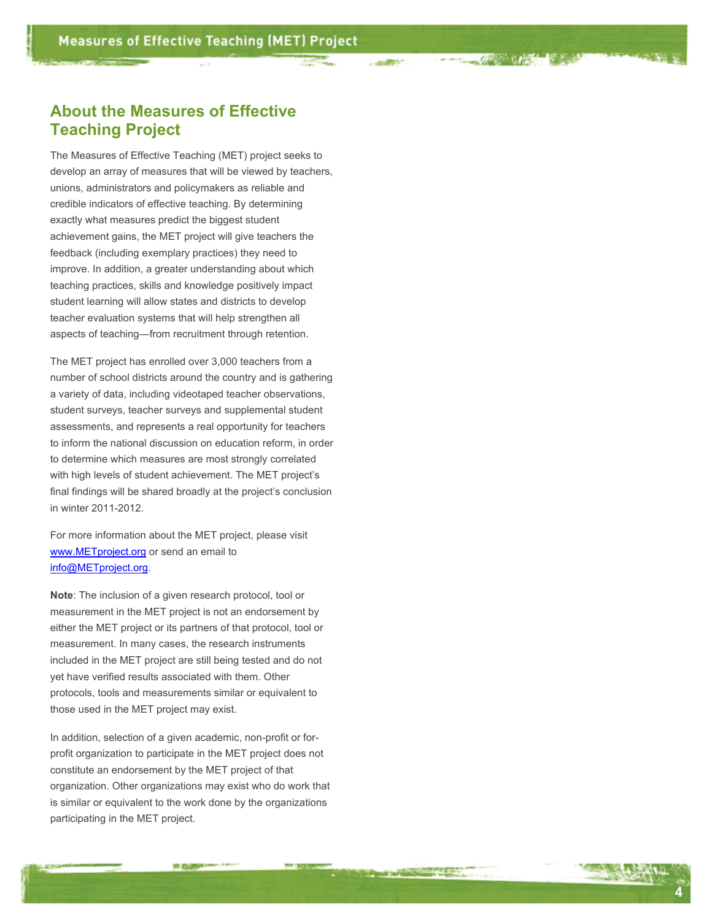## About the Measures of Effective Teaching Project

The Measures of Effective Teaching (MET) project seeks to develop an array of measures that will be viewed by teachers, unions, administrators and policymakers as reliable and credible indicators of effective teaching. By determining exactly what measures predict the biggest student achievement gains, the MET project will give teachers the feedback (including exemplary practices) they need to improve. In addition, a greater understanding about which teaching practices, skills and knowledge positively impact student learning will allow states and districts to develop teacher evaluation systems that will help strengthen all aspects of teaching—from recruitment through retention.

The MET project has enrolled over 3,000 teachers from a number of school districts around the country and is gathering a variety of data, including videotaped teacher observations, student surveys, teacher surveys and supplemental student assessments, and represents a real opportunity for teachers to inform the national discussion on education reform, in order to determine which measures are most strongly correlated with high levels of student achievement. The MET project's final findings will be shared broadly at the project's conclusion in winter 2011-2012.

For more information about the MET project, please visit [www.METproject.org](http://www.METproject.org) or send an email to [info@METproject.org](mailto:info@METproject.org).

**Note**: The inclusion of a given research protocol, tool or measurement in the MET project is not an endorsement by either the MET project or its partners of that protocol, tool or measurement. In many cases, the research instruments included in the MET project are still being tested and do not yet have verified results associated with them. Other protocols, tools and measurements similar or equivalent to those used in the MET project may exist.

In addition, selection of a given academic, non-profit or for-profit organization to participate in the MET project does not constitute an endorsement by the MET project of that organization. Other organizations may exist who do work that is similar or equivalent to the work done by the organizations participating in the MET project.